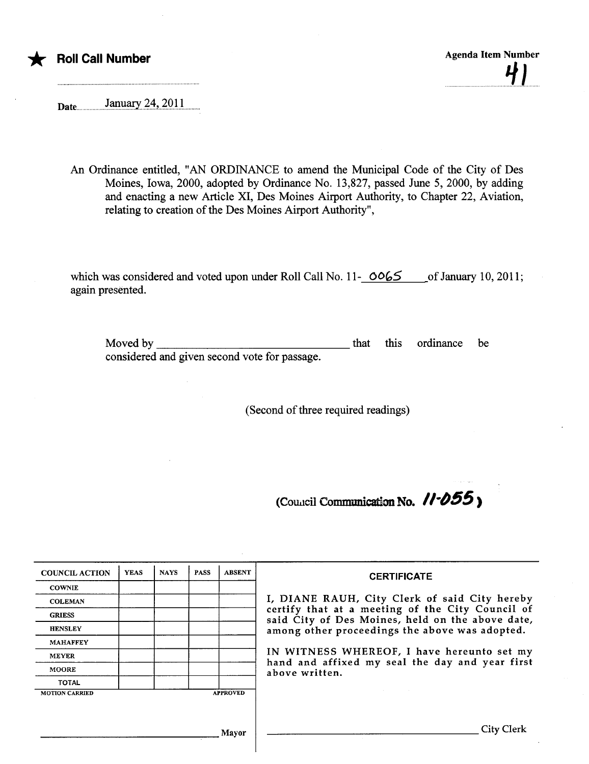★ **Roll Call Number**

Agenda Item Number

41

Date January 24, 2011

An Ordinance entitled, "AN ORDINANCE to amend the Municipal Code of the City of Des Moines, Iowa, 2000, adopted by Ordinance No. 13,827, passed June 5, 2000, by adding and enacting a new Article XI, Des Moines Airport Authority, to Chapter 22, Aviation, relating to creation of the Des Moines Airport Authority",

which was considered and voted upon under Roll Call No. 11- 0065 of January 10, 2011; again presented.

Moved by \_\_\_\_\_\_\_\_\_\_\_\_\_\_\_\_\_\_\_\_\_\_\_\_\_\_\_\_\_\_\_\_ that this ordinance be considered and given second vote for passage.

(Second of three required readings)

(Council Communication No. 11-055)

| COUNCIL ACTION | YEAS | NAYS | PASS | ABSENT |
|---|---|---|---|---|
| COWNIE | | | | |
| COLEMAN | | | | |
| GRIESS | | | | |
| HENSLEY | | | | |
| MAHAFFEY | | | | |
| MEYER | | | | |
| MOORE | | | | |
| TOTAL | | | | |

MOTION CARRIED APPROVED

\_\_\_\_\_\_\_\_\_\_\_\_\_\_\_\_\_\_\_\_\_\_\_\_\_\_\_\_\_\_\_\_ Mayor

**CERTIFICATE**

I, DIANE RAUH, City Clerk of said City hereby certify that at a meeting of the City Council of said City of Des Moines, held on the above date, among other proceedings the above was adopted.

IN WITNESS WHEREOF, I have hereunto set my hand and affixed my seal the day and year first above written.

\_\_\_\_\_\_\_\_\_\_\_\_\_\_\_\_\_\_\_\_\_\_\_\_\_\_\_\_\_\_\_\_ City Clerk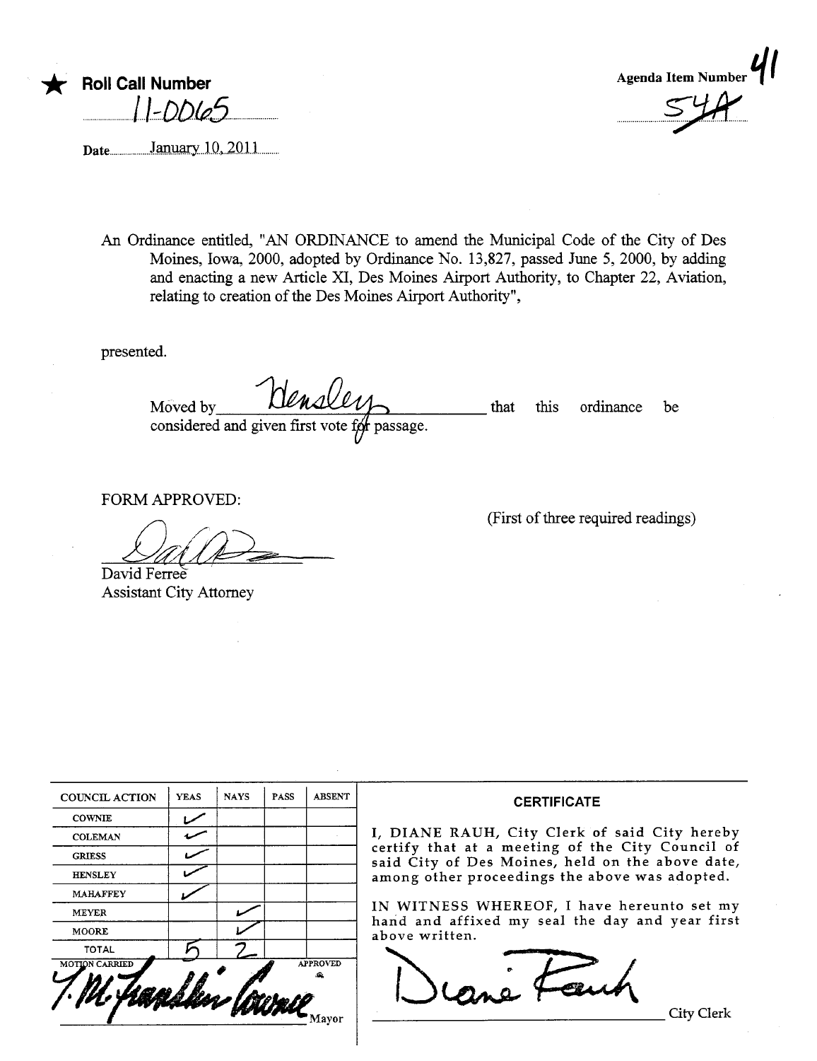★ **Roll Call Number**

11-0065

Date January 10, 2011

Agenda Item Number 41

54A

An Ordinance entitled, "AN ORDINANCE to amend the Municipal Code of the City of Des Moines, Iowa, 2000, adopted by Ordinance No. 13,827, passed June 5, 2000, by adding and enacting a new Article XI, Des Moines Airport Authority, to Chapter 22, Aviation, relating to creation of the Des Moines Airport Authority",

presented.

Moved by Hensley that this ordinance be considered and given first vote for passage.

FORM APPROVED:

David Ferree
Assistant City Attorney

(First of three required readings)

| COUNCIL ACTION | YEAS | NAYS | PASS | ABSENT |
|---|---|---|---|---|
| COWNIE | ✓ | | | |
| COLEMAN | ✓ | | | |
| GRIESS | ✓ | | | |
| HENSLEY | ✓ | | | |
| MAHAFFEY | ✓ | | | |
| MEYER | | ✓ | | |
| MOORE | | ✓ | | |
| TOTAL | 5 | 2 | | |

MOTION CARRIED APPROVED

T.M. Franklin Cownie Mayor

**CERTIFICATE**

I, DIANE RAUH, City Clerk of said City hereby certify that at a meeting of the City Council of said City of Des Moines, held on the above date, among other proceedings the above was adopted.

IN WITNESS WHEREOF, I have hereunto set my hand and affixed my seal the day and year first above written.

Diane Rauh City Clerk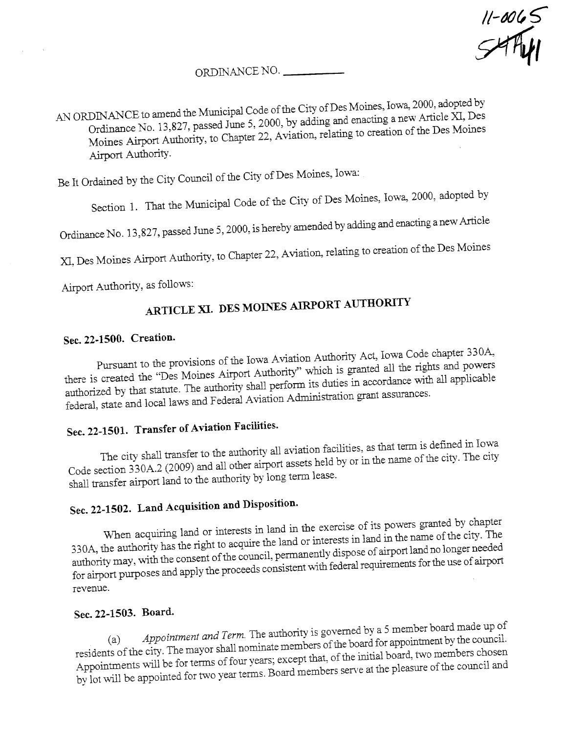11-0065
54A41

ORDINANCE NO. __________

AN ORDINANCE to amend the Municipal Code of the City of Des Moines, Iowa, 2000, adopted by Ordinance No. 13,827, passed June 5, 2000, by adding and enacting a new Article XI, Des Moines Airport Authority, to Chapter 22, Aviation, relating to creation of the Des Moines Airport Authority.

Be It Ordained by the City Council of the City of Des Moines, Iowa:

Section 1. That the Municipal Code of the City of Des Moines, Iowa, 2000, adopted by Ordinance No. 13,827, passed June 5, 2000, is hereby amended by adding and enacting a new Article XI, Des Moines Airport Authority, to Chapter 22, Aviation, relating to creation of the Des Moines Airport Authority, as follows:

## ARTICLE XI. DES MOINES AIRPORT AUTHORITY

### Sec. 22-1500. Creation.

Pursuant to the provisions of the Iowa Aviation Authority Act, Iowa Code chapter 330A, there is created the "Des Moines Airport Authority" which is granted all the rights and powers authorized by that statute. The authority shall perform its duties in accordance with all applicable federal, state and local laws and Federal Aviation Administration grant assurances.

### Sec. 22-1501. Transfer of Aviation Facilities.

The city shall transfer to the authority all aviation facilities, as that term is defined in Iowa Code section 330A.2 (2009) and all other airport assets held by or in the name of the city. The city shall transfer airport land to the authority by long term lease.

### Sec. 22-1502. Land Acquisition and Disposition.

When acquiring land or interests in land in the exercise of its powers granted by chapter 330A, the authority has the right to acquire the land or interests in land in the name of the city. The authority may, with the consent of the council, permanently dispose of airport land no longer needed for airport purposes and apply the proceeds consistent with federal requirements for the use of airport revenue.

### Sec. 22-1503. Board.

(a) *Appointment and Term.* The authority is governed by a 5 member board made up of residents of the city. The mayor shall nominate members of the board for appointment by the council. Appointments will be for terms of four years; except that, of the initial board, two members chosen by lot will be appointed for two year terms. Board members serve at the pleasure of the council and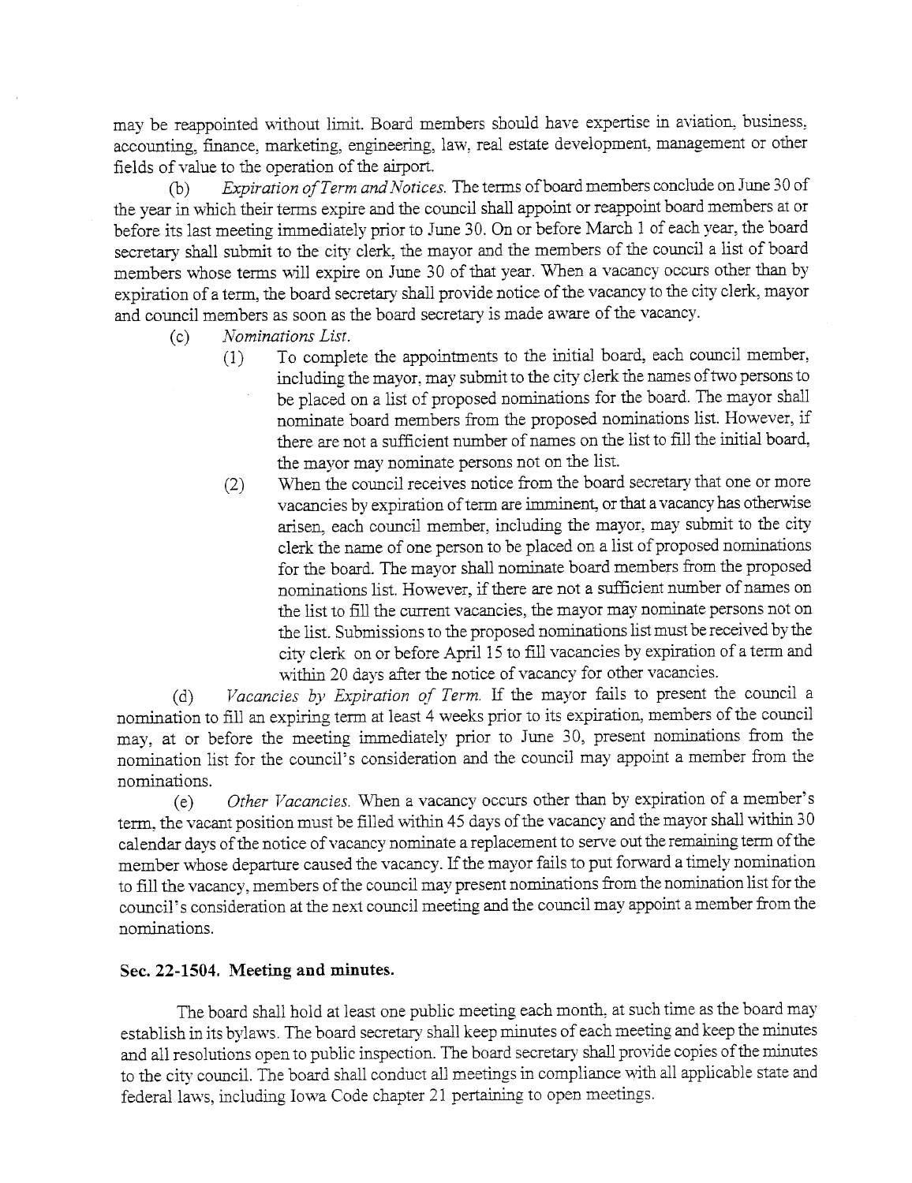may be reappointed without limit. Board members should have expertise in aviation, business, accounting, finance, marketing, engineering, law, real estate development, management or other fields of value to the operation of the airport.

(b) *Expiration of Term and Notices.* The terms of board members conclude on June 30 of the year in which their terms expire and the council shall appoint or reappoint board members at or before its last meeting immediately prior to June 30. On or before March 1 of each year, the board secretary shall submit to the city clerk, the mayor and the members of the council a list of board members whose terms will expire on June 30 of that year. When a vacancy occurs other than by expiration of a term, the board secretary shall provide notice of the vacancy to the city clerk, mayor and council members as soon as the board secretary is made aware of the vacancy.

(c) *Nominations List.*

(1) To complete the appointments to the initial board, each council member, including the mayor, may submit to the city clerk the names of two persons to be placed on a list of proposed nominations for the board. The mayor shall nominate board members from the proposed nominations list. However, if there are not a sufficient number of names on the list to fill the initial board, the mayor may nominate persons not on the list.

(2) When the council receives notice from the board secretary that one or more vacancies by expiration of term are imminent, or that a vacancy has otherwise arisen, each council member, including the mayor, may submit to the city clerk the name of one person to be placed on a list of proposed nominations for the board. The mayor shall nominate board members from the proposed nominations list. However, if there are not a sufficient number of names on the list to fill the current vacancies, the mayor may nominate persons not on the list. Submissions to the proposed nominations list must be received by the city clerk on or before April 15 to fill vacancies by expiration of a term and within 20 days after the notice of vacancy for other vacancies.

(d) *Vacancies by Expiration of Term.* If the mayor fails to present the council a nomination to fill an expiring term at least 4 weeks prior to its expiration, members of the council may, at or before the meeting immediately prior to June 30, present nominations from the nomination list for the council's consideration and the council may appoint a member from the nominations.

(e) *Other Vacancies.* When a vacancy occurs other than by expiration of a member's term, the vacant position must be filled within 45 days of the vacancy and the mayor shall within 30 calendar days of the notice of vacancy nominate a replacement to serve out the remaining term of the member whose departure caused the vacancy. If the mayor fails to put forward a timely nomination to fill the vacancy, members of the council may present nominations from the nomination list for the council's consideration at the next council meeting and the council may appoint a member from the nominations.

### Sec. 22-1504. Meeting and minutes.

The board shall hold at least one public meeting each month, at such time as the board may establish in its bylaws. The board secretary shall keep minutes of each meeting and keep the minutes and all resolutions open to public inspection. The board secretary shall provide copies of the minutes to the city council. The board shall conduct all meetings in compliance with all applicable state and federal laws, including Iowa Code chapter 21 pertaining to open meetings.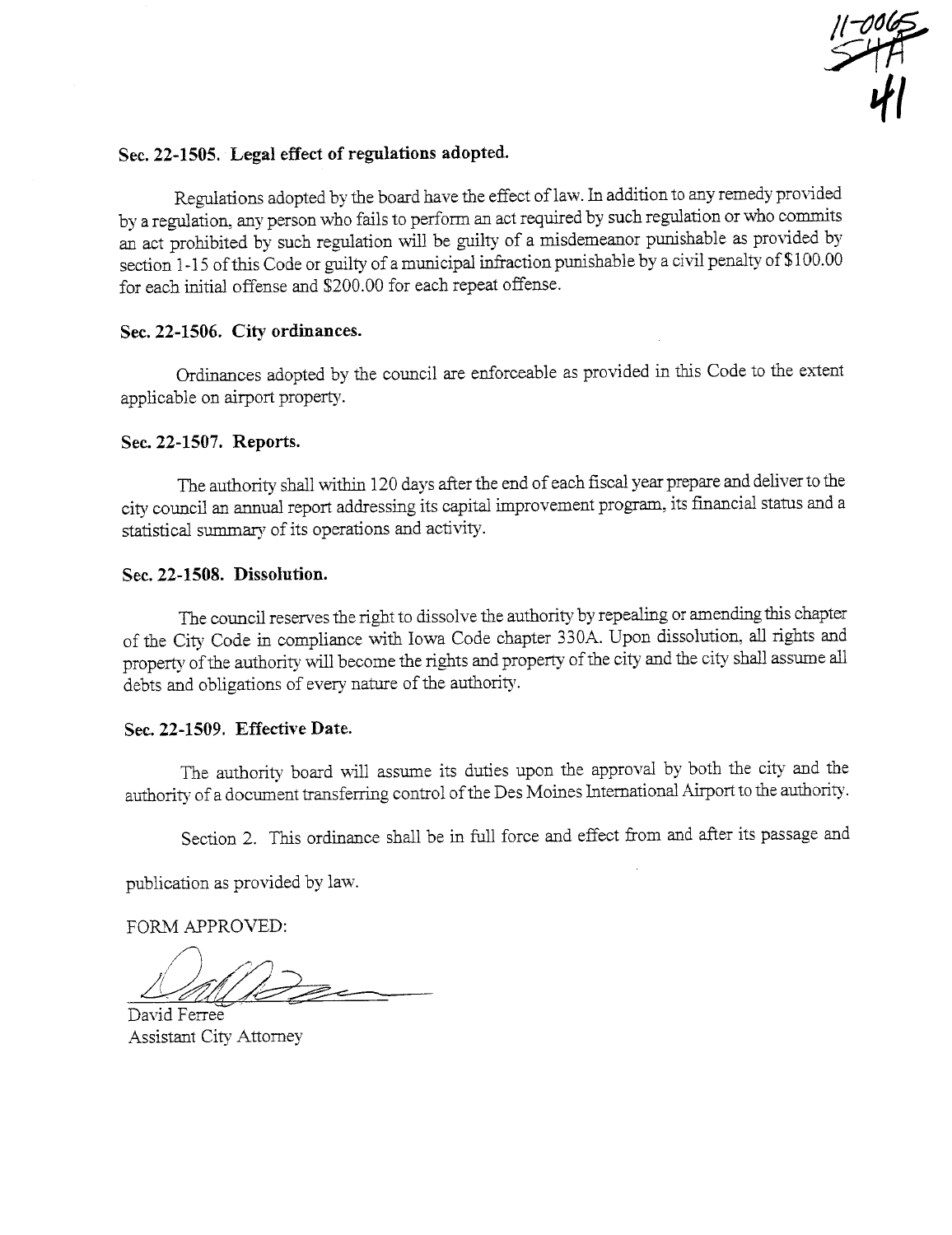11-0065
54A
41

### Sec. 22-1505. Legal effect of regulations adopted.

Regulations adopted by the board have the effect of law. In addition to any remedy provided by a regulation, any person who fails to perform an act required by such regulation or who commits an act prohibited by such regulation will be guilty of a misdemeanor punishable as provided by section 1-15 of this Code or guilty of a municipal infraction punishable by a civil penalty of $100.00 for each initial offense and $200.00 for each repeat offense.

### Sec. 22-1506. City ordinances.

Ordinances adopted by the council are enforceable as provided in this Code to the extent applicable on airport property.

### Sec. 22-1507. Reports.

The authority shall within 120 days after the end of each fiscal year prepare and deliver to the city council an annual report addressing its capital improvement program, its financial status and a statistical summary of its operations and activity.

### Sec. 22-1508. Dissolution.

The council reserves the right to dissolve the authority by repealing or amending this chapter of the City Code in compliance with Iowa Code chapter 330A. Upon dissolution, all rights and property of the authority will become the rights and property of the city and the city shall assume all debts and obligations of every nature of the authority.

### Sec. 22-1509. Effective Date.

The authority board will assume its duties upon the approval by both the city and the authority of a document transferring control of the Des Moines International Airport to the authority.

Section 2. This ordinance shall be in full force and effect from and after its passage and publication as provided by law.

FORM APPROVED:

David Ferree
Assistant City Attorney